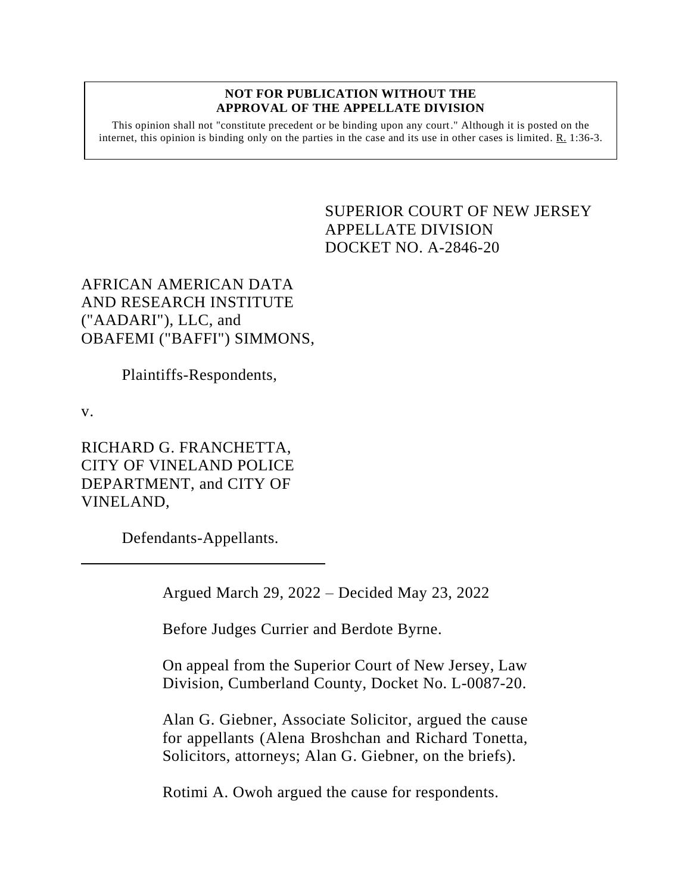**NOT FOR PUBLICATION WITHOUT THE APPROVAL OF THE APPELLATE DIVISION**

This opinion shall not "constitute precedent or be binding upon any court." Although it is posted on the internet, this opinion is binding only on the parties in the case and its use in other cases is limited. R. 1:36-3.

SUPERIOR COURT OF NEW JERSEY
APPELLATE DIVISION
DOCKET NO. A-2846-20

AFRICAN AMERICAN DATA AND RESEARCH INSTITUTE ("AADARI"), LLC, and OBAFEMI ("BAFFI") SIMMONS,

Plaintiffs-Respondents,

v.

RICHARD G. FRANCHETTA, CITY OF VINELAND POLICE DEPARTMENT, and CITY OF VINELAND,

Defendants-Appellants.

---

Argued March 29, 2022 – Decided May 23, 2022

Before Judges Currier and Berdote Byrne.

On appeal from the Superior Court of New Jersey, Law Division, Cumberland County, Docket No. L-0087-20.

Alan G. Giebner, Associate Solicitor, argued the cause for appellants (Alena Broshchan and Richard Tonetta, Solicitors, attorneys; Alan G. Giebner, on the briefs).

Rotimi A. Owoh argued the cause for respondents.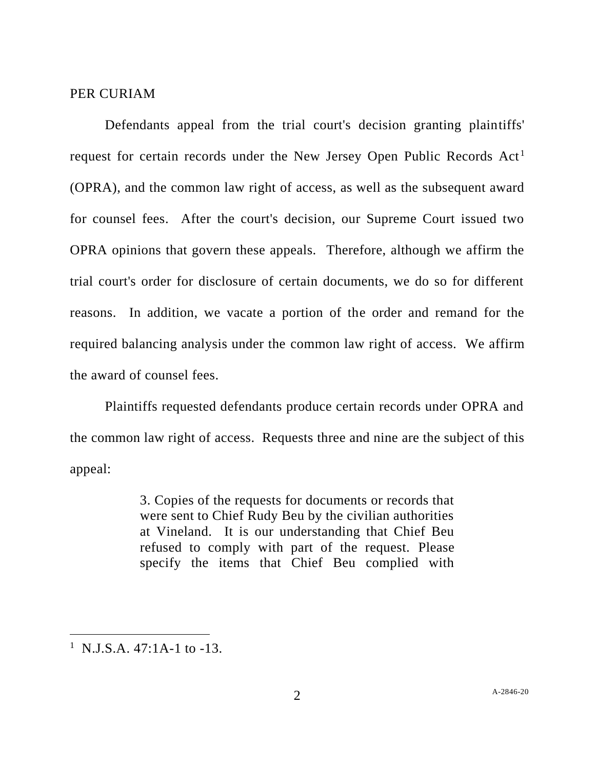PER CURIAM

Defendants appeal from the trial court's decision granting plaintiffs' request for certain records under the New Jersey Open Public Records Act[1] (OPRA), and the common law right of access, as well as the subsequent award for counsel fees. After the court's decision, our Supreme Court issued two OPRA opinions that govern these appeals. Therefore, although we affirm the trial court's order for disclosure of certain documents, we do so for different reasons. In addition, we vacate a portion of the order and remand for the required balancing analysis under the common law right of access. We affirm the award of counsel fees.

Plaintiffs requested defendants produce certain records under OPRA and the common law right of access. Requests three and nine are the subject of this appeal:

> 3. Copies of the requests for documents or records that were sent to Chief Rudy Beu by the civilian authorities at Vineland. It is our understanding that Chief Beu refused to comply with part of the request. Please specify the items that Chief Beu complied with

---

[1] N.J.S.A. 47:1A-1 to -13.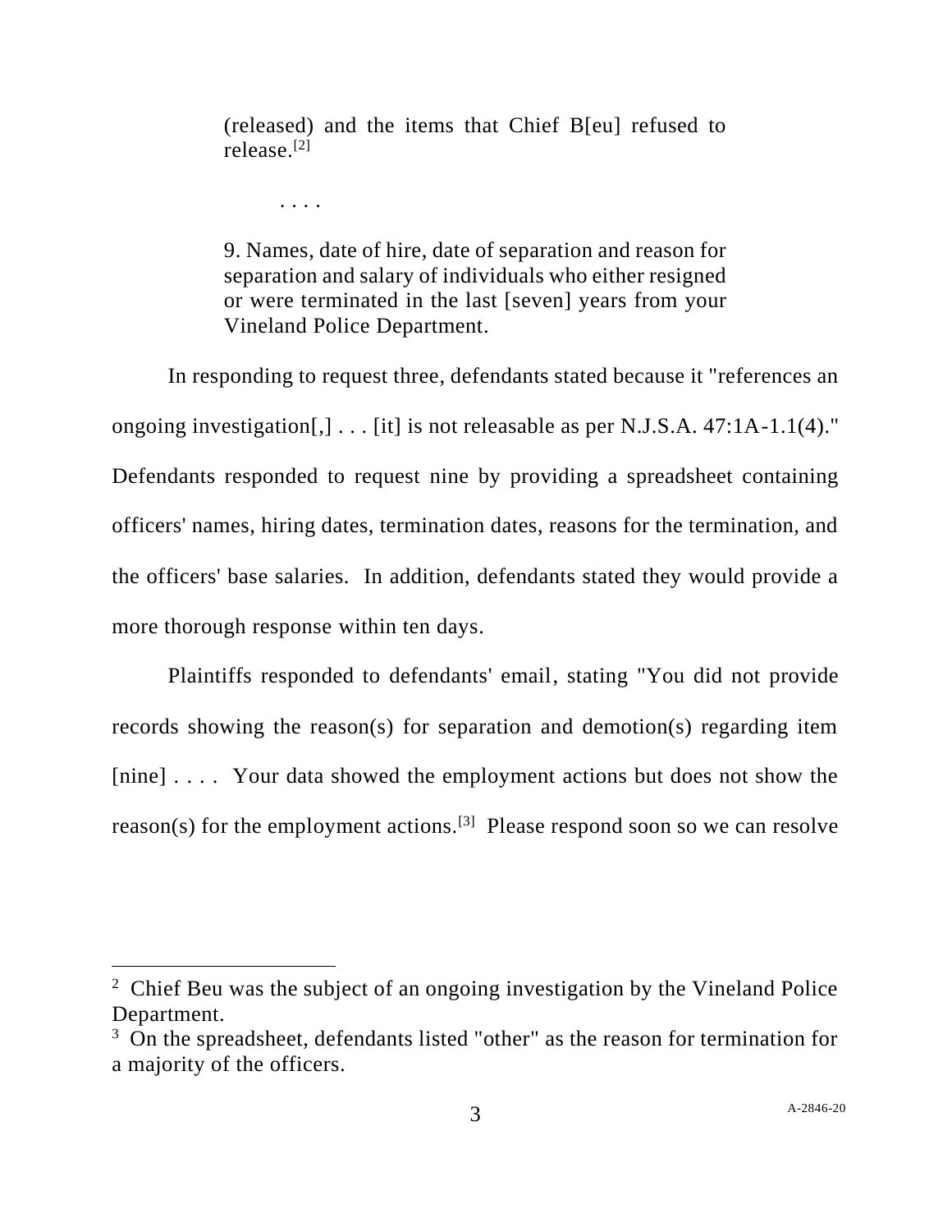> (released) and the items that Chief B[eu] refused to release.[2]
>
> . . . .
>
> 9. Names, date of hire, date of separation and reason for separation and salary of individuals who either resigned or were terminated in the last [seven] years from your Vineland Police Department.

In responding to request three, defendants stated because it "references an ongoing investigation[,] . . . [it] is not releasable as per N.J.S.A. 47:1A-1.1(4)." Defendants responded to request nine by providing a spreadsheet containing officers' names, hiring dates, termination dates, reasons for the termination, and the officers' base salaries. In addition, defendants stated they would provide a more thorough response within ten days.

Plaintiffs responded to defendants' email, stating "You did not provide records showing the reason(s) for separation and demotion(s) regarding item [nine] . . . . Your data showed the employment actions but does not show the reason(s) for the employment actions.[3] Please respond soon so we can resolve

---

[2] Chief Beu was the subject of an ongoing investigation by the Vineland Police Department.

[3] On the spreadsheet, defendants listed "other" as the reason for termination for a majority of the officers.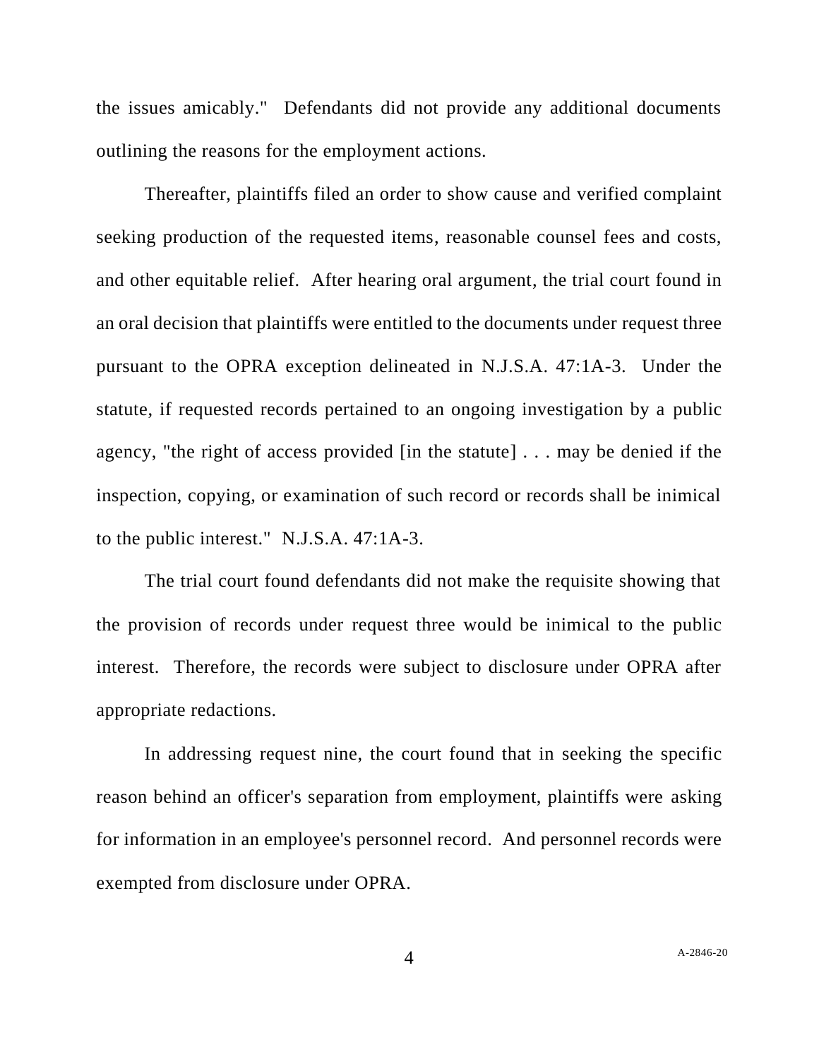the issues amicably." Defendants did not provide any additional documents outlining the reasons for the employment actions.

Thereafter, plaintiffs filed an order to show cause and verified complaint seeking production of the requested items, reasonable counsel fees and costs, and other equitable relief. After hearing oral argument, the trial court found in an oral decision that plaintiffs were entitled to the documents under request three pursuant to the OPRA exception delineated in N.J.S.A. 47:1A-3. Under the statute, if requested records pertained to an ongoing investigation by a public agency, "the right of access provided [in the statute] . . . may be denied if the inspection, copying, or examination of such record or records shall be inimical to the public interest." N.J.S.A. 47:1A-3.

The trial court found defendants did not make the requisite showing that the provision of records under request three would be inimical to the public interest. Therefore, the records were subject to disclosure under OPRA after appropriate redactions.

In addressing request nine, the court found that in seeking the specific reason behind an officer's separation from employment, plaintiffs were asking for information in an employee's personnel record. And personnel records were exempted from disclosure under OPRA.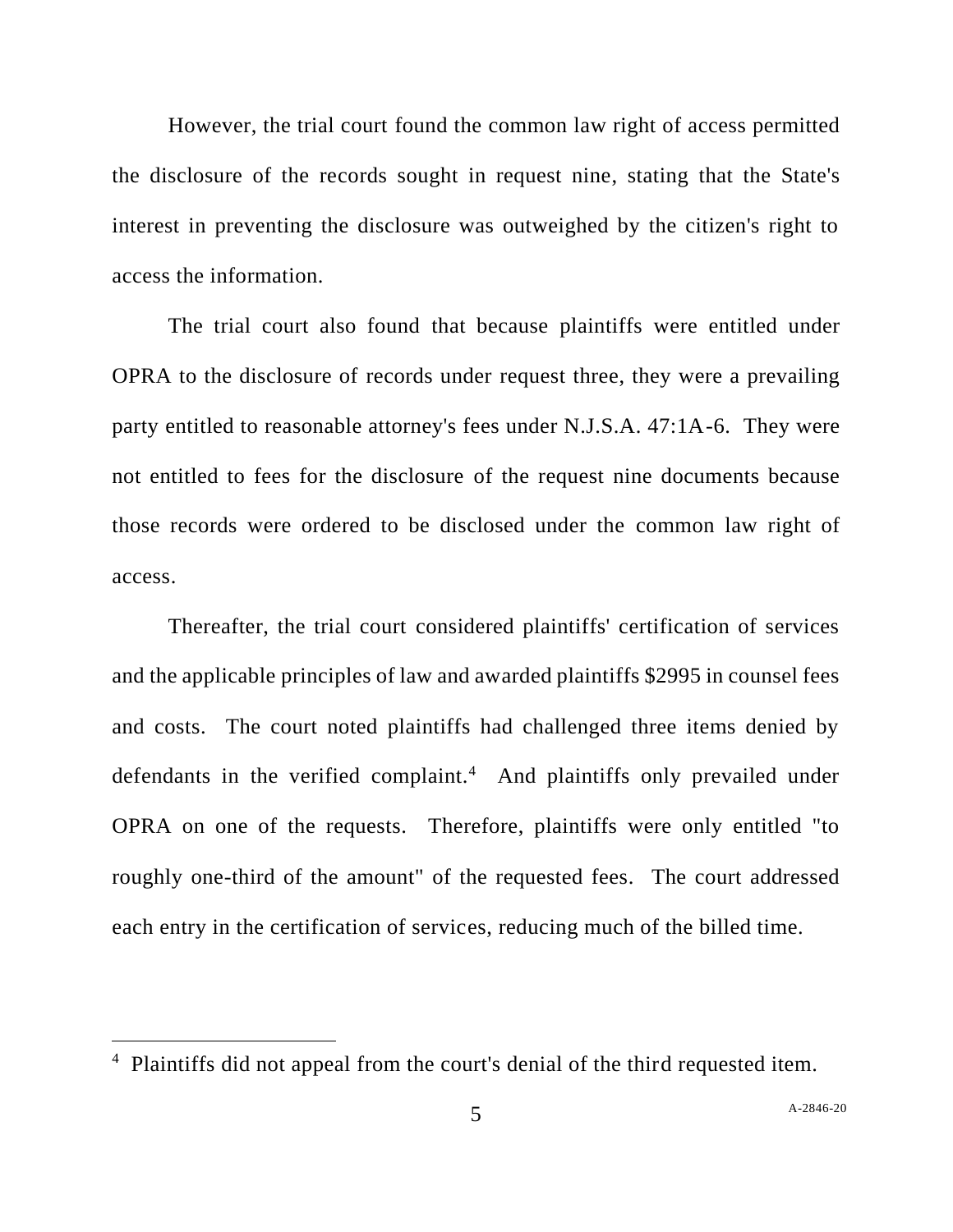However, the trial court found the common law right of access permitted the disclosure of the records sought in request nine, stating that the State's interest in preventing the disclosure was outweighed by the citizen's right to access the information.

The trial court also found that because plaintiffs were entitled under OPRA to the disclosure of records under request three, they were a prevailing party entitled to reasonable attorney's fees under N.J.S.A. 47:1A-6. They were not entitled to fees for the disclosure of the request nine documents because those records were ordered to be disclosed under the common law right of access.

Thereafter, the trial court considered plaintiffs' certification of services and the applicable principles of law and awarded plaintiffs $2995 in counsel fees and costs. The court noted plaintiffs had challenged three items denied by defendants in the verified complaint.[4] And plaintiffs only prevailed under OPRA on one of the requests. Therefore, plaintiffs were only entitled "to roughly one-third of the amount" of the requested fees. The court addressed each entry in the certification of services, reducing much of the billed time.

---

[4] Plaintiffs did not appeal from the court's denial of the third requested item.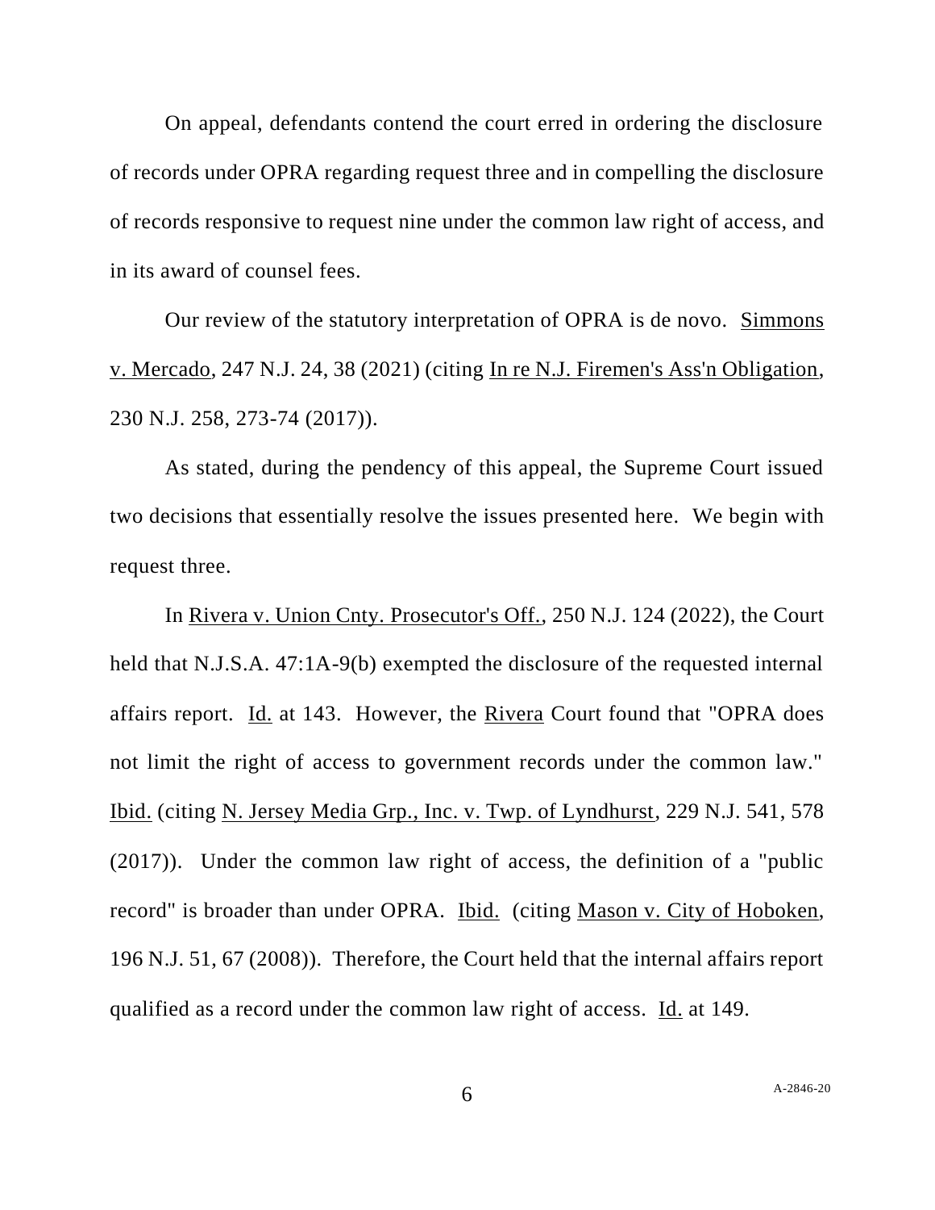On appeal, defendants contend the court erred in ordering the disclosure of records under OPRA regarding request three and in compelling the disclosure of records responsive to request nine under the common law right of access, and in its award of counsel fees.

Our review of the statutory interpretation of OPRA is de novo. Simmons v. Mercado, 247 N.J. 24, 38 (2021) (citing In re N.J. Firemen's Ass'n Obligation, 230 N.J. 258, 273-74 (2017)).

As stated, during the pendency of this appeal, the Supreme Court issued two decisions that essentially resolve the issues presented here. We begin with request three.

In Rivera v. Union Cnty. Prosecutor's Off., 250 N.J. 124 (2022), the Court held that N.J.S.A. 47:1A-9(b) exempted the disclosure of the requested internal affairs report. Id. at 143. However, the Rivera Court found that "OPRA does not limit the right of access to government records under the common law." Ibid. (citing N. Jersey Media Grp., Inc. v. Twp. of Lyndhurst, 229 N.J. 541, 578 (2017)). Under the common law right of access, the definition of a "public record" is broader than under OPRA. Ibid. (citing Mason v. City of Hoboken, 196 N.J. 51, 67 (2008)). Therefore, the Court held that the internal affairs report qualified as a record under the common law right of access. Id. at 149.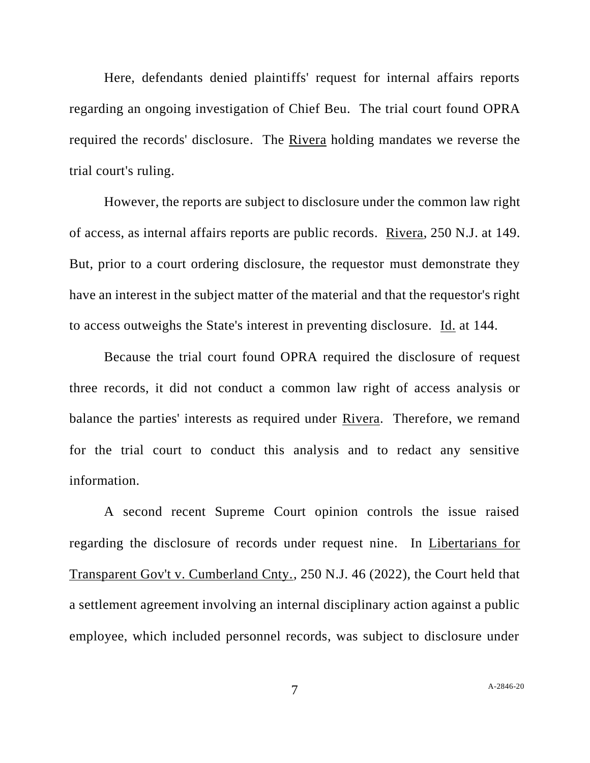Here, defendants denied plaintiffs' request for internal affairs reports regarding an ongoing investigation of Chief Beu. The trial court found OPRA required the records' disclosure. The Rivera holding mandates we reverse the trial court's ruling.

However, the reports are subject to disclosure under the common law right of access, as internal affairs reports are public records. Rivera, 250 N.J. at 149. But, prior to a court ordering disclosure, the requestor must demonstrate they have an interest in the subject matter of the material and that the requestor's right to access outweighs the State's interest in preventing disclosure. Id. at 144.

Because the trial court found OPRA required the disclosure of request three records, it did not conduct a common law right of access analysis or balance the parties' interests as required under Rivera. Therefore, we remand for the trial court to conduct this analysis and to redact any sensitive information.

A second recent Supreme Court opinion controls the issue raised regarding the disclosure of records under request nine. In Libertarians for Transparent Gov't v. Cumberland Cnty., 250 N.J. 46 (2022), the Court held that a settlement agreement involving an internal disciplinary action against a public employee, which included personnel records, was subject to disclosure under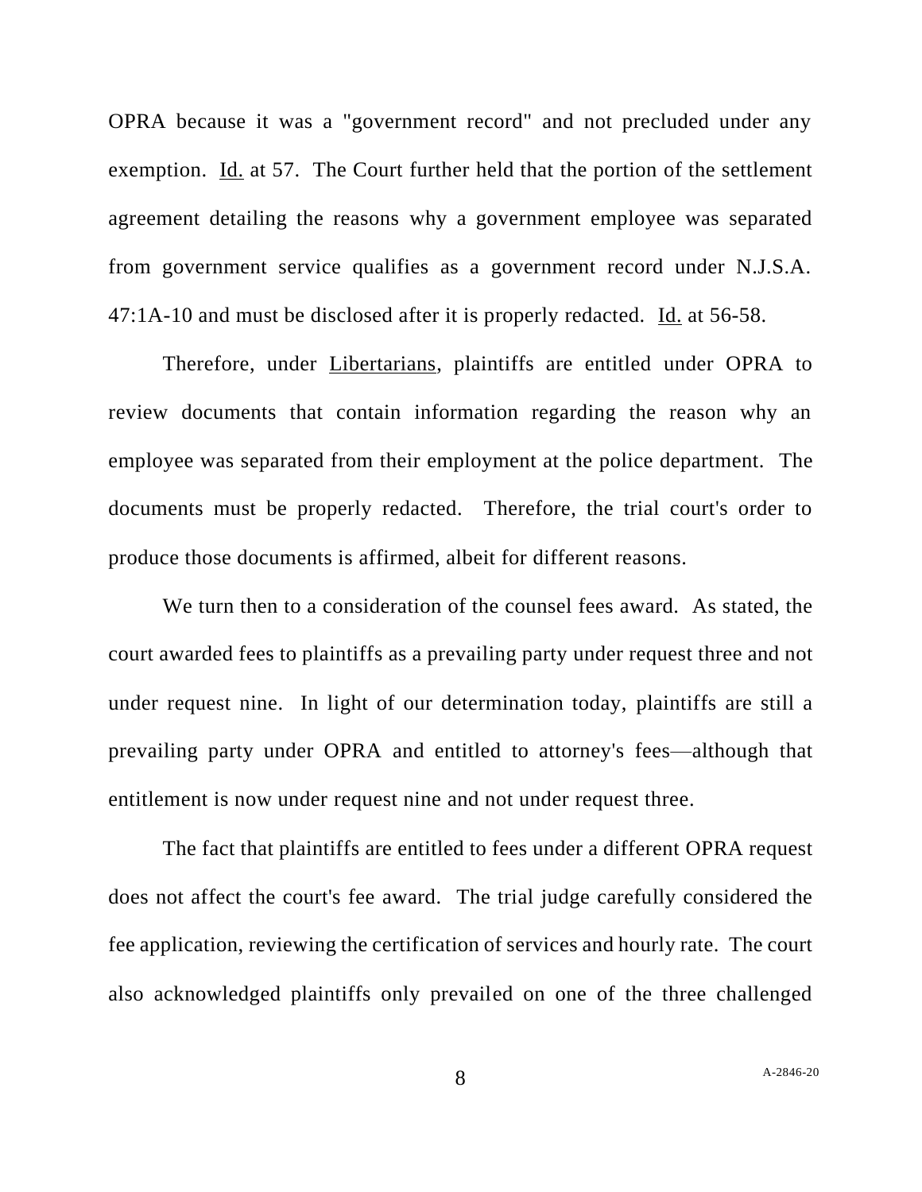OPRA because it was a "government record" and not precluded under any exemption. Id. at 57. The Court further held that the portion of the settlement agreement detailing the reasons why a government employee was separated from government service qualifies as a government record under N.J.S.A. 47:1A-10 and must be disclosed after it is properly redacted. Id. at 56-58.

Therefore, under Libertarians, plaintiffs are entitled under OPRA to review documents that contain information regarding the reason why an employee was separated from their employment at the police department. The documents must be properly redacted. Therefore, the trial court's order to produce those documents is affirmed, albeit for different reasons.

We turn then to a consideration of the counsel fees award. As stated, the court awarded fees to plaintiffs as a prevailing party under request three and not under request nine. In light of our determination today, plaintiffs are still a prevailing party under OPRA and entitled to attorney's fees—although that entitlement is now under request nine and not under request three.

The fact that plaintiffs are entitled to fees under a different OPRA request does not affect the court's fee award. The trial judge carefully considered the fee application, reviewing the certification of services and hourly rate. The court also acknowledged plaintiffs only prevailed on one of the three challenged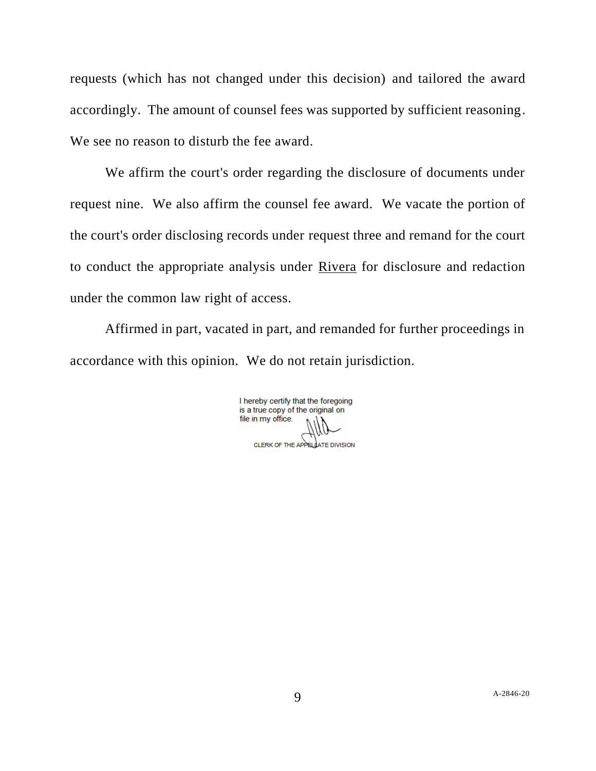requests (which has not changed under this decision) and tailored the award accordingly. The amount of counsel fees was supported by sufficient reasoning. We see no reason to disturb the fee award.

We affirm the court's order regarding the disclosure of documents under request nine. We also affirm the counsel fee award. We vacate the portion of the court's order disclosing records under request three and remand for the court to conduct the appropriate analysis under Rivera for disclosure and redaction under the common law right of access.

Affirmed in part, vacated in part, and remanded for further proceedings in accordance with this opinion. We do not retain jurisdiction.

I hereby certify that the foregoing is a true copy of the original on file in my office.

CLERK OF THE APPELLATE DIVISION